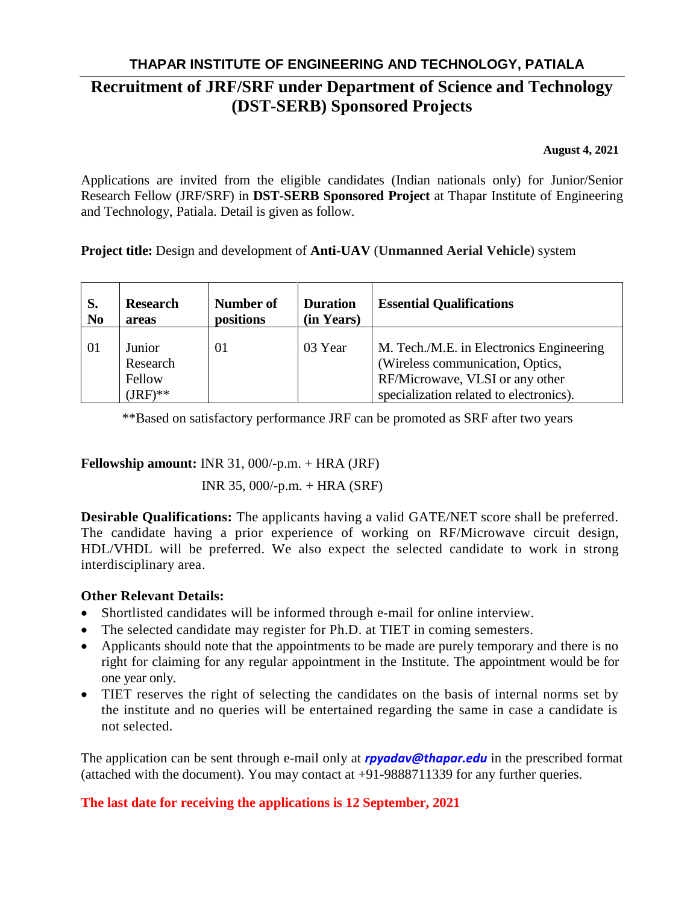# THAPAR INSTITUTE OF ENGINEERING AND TECHNOLOGY, PATIALA

## Recruitment of JRF/SRF under Department of Science and Technology (DST-SERB) Sponsored Projects

**August 4, 2021**

Applications are invited from the eligible candidates (Indian nationals only) for Junior/Senior Research Fellow (JRF/SRF) in **DST-SERB Sponsored Project** at Thapar Institute of Engineering and Technology, Patiala. Detail is given as follow.

**Project title:** Design and development of **Anti-UAV** (**Unmanned Aerial Vehicle**) system

| S. No | Research areas | Number of positions | Duration (in Years) | Essential Qualifications |
|---|---|---|---|---|
| 01 | Junior Research Fellow (JRF)** | 01 | 03 Year | M. Tech./M.E. in Electronics Engineering (Wireless communication, Optics, RF/Microwave, VLSI or any other specialization related to electronics). |

**Based on satisfactory performance JRF can be promoted as SRF after two years

**Fellowship amount:** INR 31, 000/-p.m. + HRA (JRF)

INR 35, 000/-p.m. + HRA (SRF)

**Desirable Qualifications:** The applicants having a valid GATE/NET score shall be preferred. The candidate having a prior experience of working on RF/Microwave circuit design, HDL/VHDL will be preferred. We also expect the selected candidate to work in strong interdisciplinary area.

**Other Relevant Details:**

- Shortlisted candidates will be informed through e-mail for online interview.
- The selected candidate may register for Ph.D. at TIET in coming semesters.
- Applicants should note that the appointments to be made are purely temporary and there is no right for claiming for any regular appointment in the Institute. The appointment would be for one year only.
- TIET reserves the right of selecting the candidates on the basis of internal norms set by the institute and no queries will be entertained regarding the same in case a candidate is not selected.

The application can be sent through e-mail only at ***rpyadav@thapar.edu*** in the prescribed format (attached with the document). You may contact at +91-9888711339 for any further queries.

**The last date for receiving the applications is 12 September, 2021**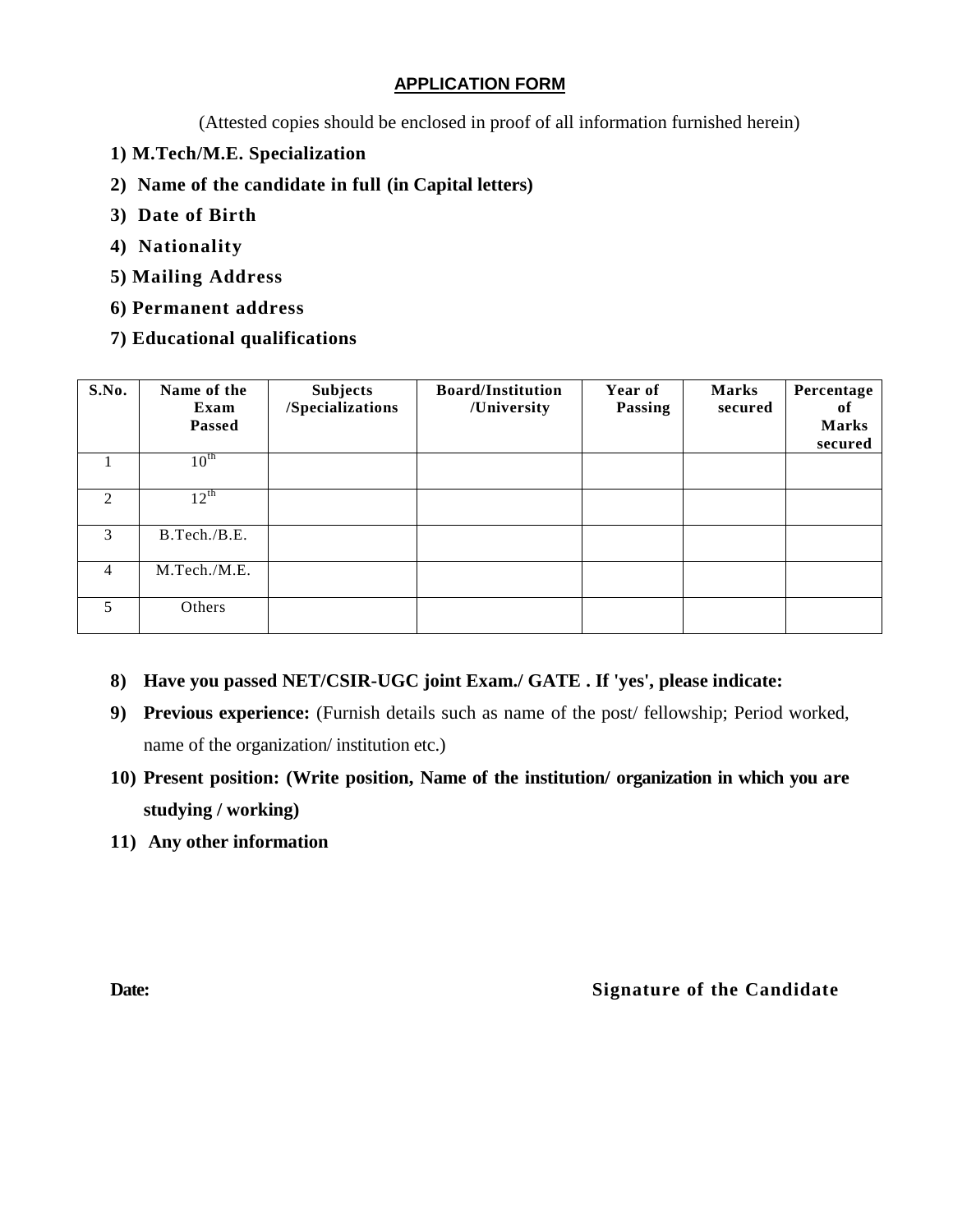# APPLICATION FORM

(Attested copies should be enclosed in proof of all information furnished herein)

**1) M.Tech/M.E. Specialization**

**2) Name of the candidate in full (in Capital letters)**

**3) Date of Birth**

**4) Nationality**

**5) Mailing Address**

**6) Permanent address**

**7) Educational qualifications**

| S.No. | Name of the Exam Passed | Subjects /Specializations | Board/Institution /University | Year of Passing | Marks secured | Percentage of Marks secured |
|---|---|---|---|---|---|---|
| 1 | $10^{th}$ | | | | | |
| 2 | $12^{th}$ | | | | | |
| 3 | B.Tech./B.E. | | | | | |
| 4 | M.Tech./M.E. | | | | | |
| 5 | Others | | | | | |

**8) Have you passed NET/CSIR-UGC joint Exam./ GATE . If 'yes', please indicate:**

**9) Previous experience:** (Furnish details such as name of the post/ fellowship; Period worked, name of the organization/ institution etc.)

**10) Present position: (Write position, Name of the institution/ organization in which you are studying / working)**

**11) Any other information**

**Date:** **Signature of the Candidate**